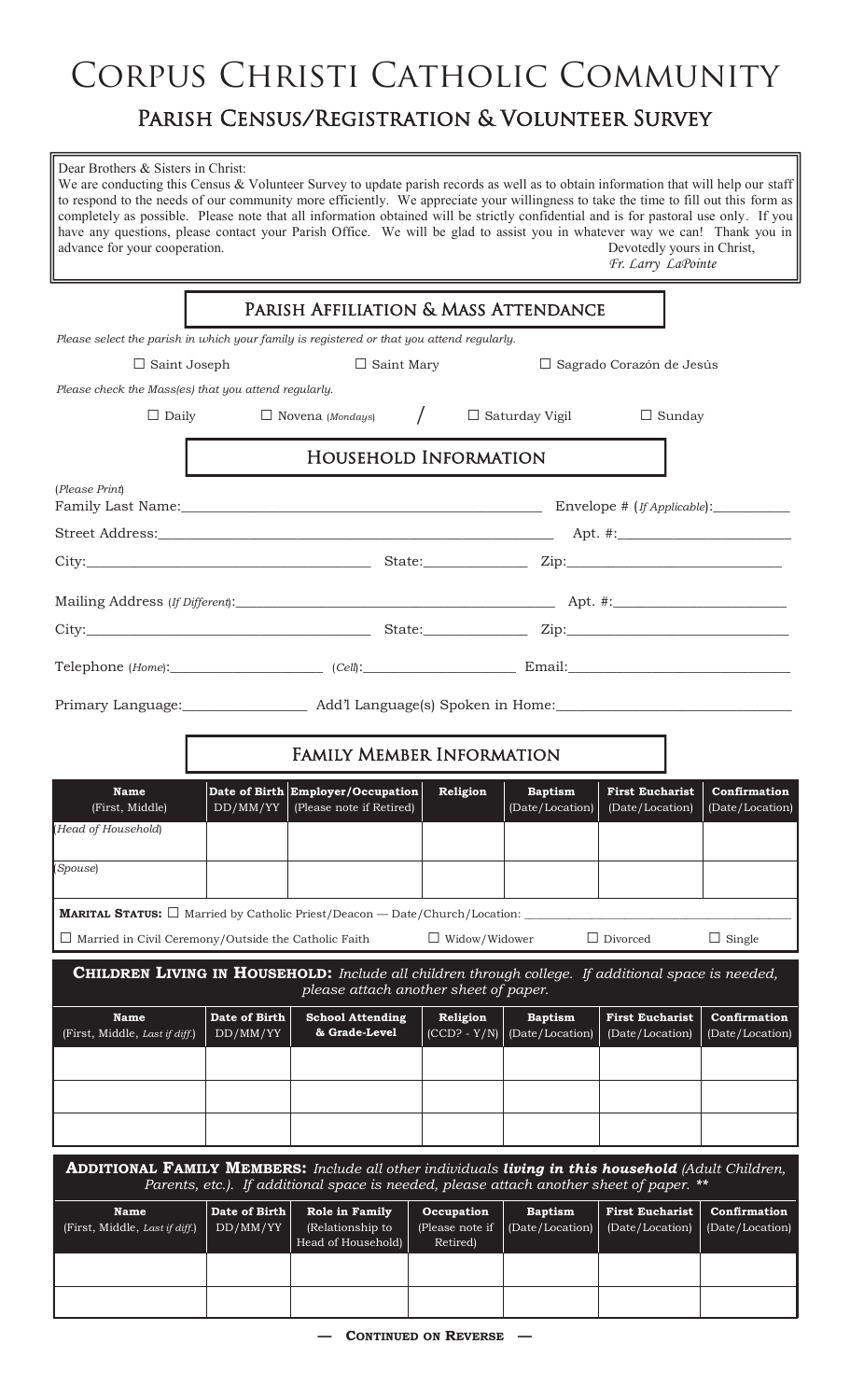# Corpus Christi Catholic Community

## Parish Census/Registration & Volunteer Survey

Dear Brothers & Sisters in Christ:
We are conducting this Census & Volunteer Survey to update parish records as well as to obtain information that will help our staff to respond to the needs of our community more efficiently. We appreciate your willingness to take the time to fill out this form as completely as possible. Please note that all information obtained will be strictly confidential and is for pastoral use only. If you have any questions, please contact your Parish Office. We will be glad to assist you in whatever way we can! Thank you in advance for your cooperation.

Devotedly yours in Christ,
*Fr. Larry LaPointe*

### Parish Affiliation & Mass Attendance

*Please select the parish in which your family is registered or that you attend regularly.*

☐ Saint Joseph ☐ Saint Mary ☐ Sagrado Corazón de Jesús

*Please check the Mass(es) that you attend regularly.*

☐ Daily ☐ Novena (*Mondays*) / ☐ Saturday Vigil ☐ Sunday

### Household Information

(*Please Print*)
Family Last Name:______________________________ Envelope # (*If Applicable*):__________

Street Address:______________________________ Apt. #:__________

City:____________________ State:__________ Zip:__________

Mailing Address (*If Different*):______________________________ Apt. #:__________

City:____________________ State:__________ Zip:__________

Telephone (*Home*):__________ (*Cell*):__________ Email:__________

Primary Language:__________ Add'l Language(s) Spoken in Home:__________

### Family Member Information

| Name (First, Middle) | Date of Birth DD/MM/YY | Employer/Occupation (Please note if Retired) | Religion | Baptism (Date/Location) | First Eucharist (Date/Location) | Confirmation (Date/Location) |
|---|---|---|---|---|---|---|
| (*Head of Household*) | | | | | | |
| (*Spouse*) | | | | | | |

**Marital Status:** ☐ Married by Catholic Priest/Deacon — Date/Church/Location: __________

☐ Married in Civil Ceremony/Outside the Catholic Faith ☐ Widow/Widower ☐ Divorced ☐ Single

**Children Living in Household:** *Include all children through college. If additional space is needed, please attach another sheet of paper.*

| Name (First, Middle, *Last if diff.*) | Date of Birth DD/MM/YY | School Attending & Grade-Level | Religion (CCD? - Y/N) | Baptism (Date/Location) | First Eucharist (Date/Location) | Confirmation (Date/Location) |
|---|---|---|---|---|---|---|
| | | | | | | |
| | | | | | | |
| | | | | | | |

**Additional Family Members:** *Include all other individuals* ***living in this household*** *(Adult Children, Parents, etc.). If additional space is needed, please attach another sheet of paper. \*\**

| Name (First, Middle, *Last if diff.*) | Date of Birth DD/MM/YY | Role in Family (Relationship to Head of Household) | Occupation (Please note if Retired) | Baptism (Date/Location) | First Eucharist (Date/Location) | Confirmation (Date/Location) |
|---|---|---|---|---|---|---|
| | | | | | | |
| | | | | | | |

— **Continued on Reverse** —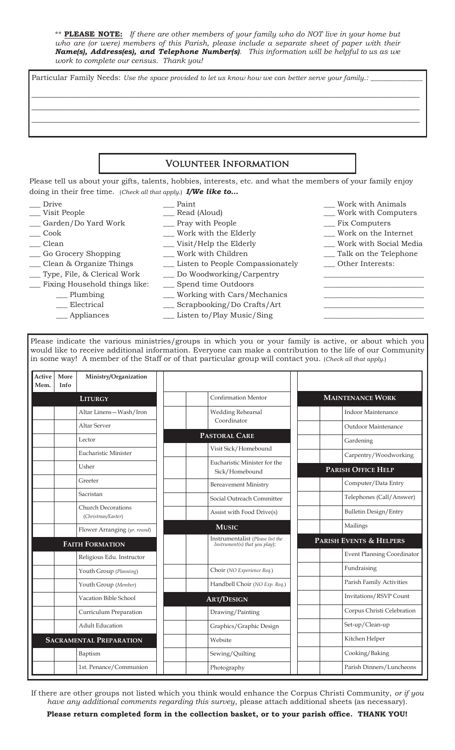** **PLEASE NOTE:** *If there are other members of your family who do NOT live in your home but who are (or were) members of this Parish, please include a separate sheet of paper with their **Name(s), Address(es), and Telephone Number(s)**. This information will be helpful to us as we work to complete our census. Thank you!*

Particular Family Needs: *Use the space provided to let us know how we can better serve your family.:* _____________

___________________________________________________________________________________________

___________________________________________________________________________________________

___________________________________________________________________________________________

## VOLUNTEER INFORMATION

Please tell us about your gifts, talents, hobbies, interests, etc. and what the members of your family enjoy doing in their free time. (*Check all that apply.*) ***I/We like to...***

- ___ Drive
- ___ Visit People
- ___ Garden/Do Yard Work
- ___ Cook
- ___ Clean
- ___ Go Grocery Shopping
- ___ Clean & Organize Things
- ___ Type, File, & Clerical Work
- ___ Fixing Household things like:
  - ___ Plumbing
  - ___ Electrical
  - ___ Appliances
- ___ Paint
- ___ Read (Aloud)
- ___ Pray with People
- ___ Work with the Elderly
- ___ Visit/Help the Elderly
- ___ Work with Children
- ___ Listen to People Compassionately
- ___ Do Woodworking/Carpentry
- ___ Spend time Outdoors
- ___ Working with Cars/Mechanics
- ___ Scrapbooking/Do Crafts/Art
- ___ Listen to/Play Music/Sing
- ___ Work with Animals
- ___ Work with Computers
- ___ Fix Computers
- ___ Work on the Internet
- ___ Work with Social Media
- ___ Talk on the Telephone
- ___ Other Interests:

_________________________

_________________________

_________________________

_________________________

_________________________

Please indicate the various ministries/groups in which you or your family is active, or about which you would like to receive additional information. Everyone can make a contribution to the life of our Community in some way! A member of the Staff or of that particular group will contact you. (*Check all that apply.*)

| Active Mem. | More Info | Ministry/Organization |
|---|---|---|
| | | **LITURGY** |
| | | Altar Linens—Wash/Iron |
| | | Altar Server |
| | | Lector |
| | | Eucharistic Minister |
| | | Usher |
| | | Greeter |
| | | Sacristan |
| | | Church Decorations (*Christmas/Easter*) |
| | | Flower Arranging (*yr. round*) |
| | | **FAITH FORMATION** |
| | | Religious Edu. Instructor |
| | | Youth Group (*Planning*) |
| | | Youth Group (*Member*) |
| | | Vacation Bible School |
| | | Curriculum Preparation |
| | | Adult Education |
| | | **SACRAMENTAL PREPARATION** |
| | | Baptism |
| | | 1st. Penance/Communion |
| | | Confirmation Mentor |
| | | Wedding Rehearsal Coordinator |
| | | **PASTORAL CARE** |
| | | Visit Sick/Homebound |
| | | Eucharistic Minister for the Sick/Homebound |
| | | Bereavement Ministry |
| | | Social Outreach Committee |
| | | Assist with Food Drive(s) |
| | | **MUSIC** |
| | | Instrumentalist (*Please list the Instrument(s) that you play*): |
| | | Choir (*NO Experience Req.*) |
| | | Handbell Choir (*NO Exp. Req.*) |
| | | **ART/DESIGN** |
| | | Drawing/Painting |
| | | Graphics/Graphic Design |
| | | Website |
| | | Sewing/Quilting |
| | | Photography |
| | | **MAINTENANCE WORK** |
| | | Indoor Maintenance |
| | | Outdoor Maintenance |
| | | Gardening |
| | | Carpentry/Woodworking |
| | | **PARISH OFFICE HELP** |
| | | Computer/Data Entry |
| | | Telephones (Call/Answer) |
| | | Bulletin Design/Entry |
| | | Mailings |
| | | **PARISH EVENTS & HELPERS** |
| | | Event Planning Coordinator |
| | | Fundraising |
| | | Parish Family Activities |
| | | Invitations/RSVP Count |
| | | Corpus Christi Celebration |
| | | Set-up/Clean-up |
| | | Kitchen Helper |
| | | Cooking/Baking |
| | | Parish Dinners/Luncheons |

If there are other groups not listed which you think would enhance the Corpus Christi Community, *or if you have any additional comments regarding this survey*, please attach additional sheets (as necessary).

**Please return completed form in the collection basket, or to your parish office. THANK YOU!**